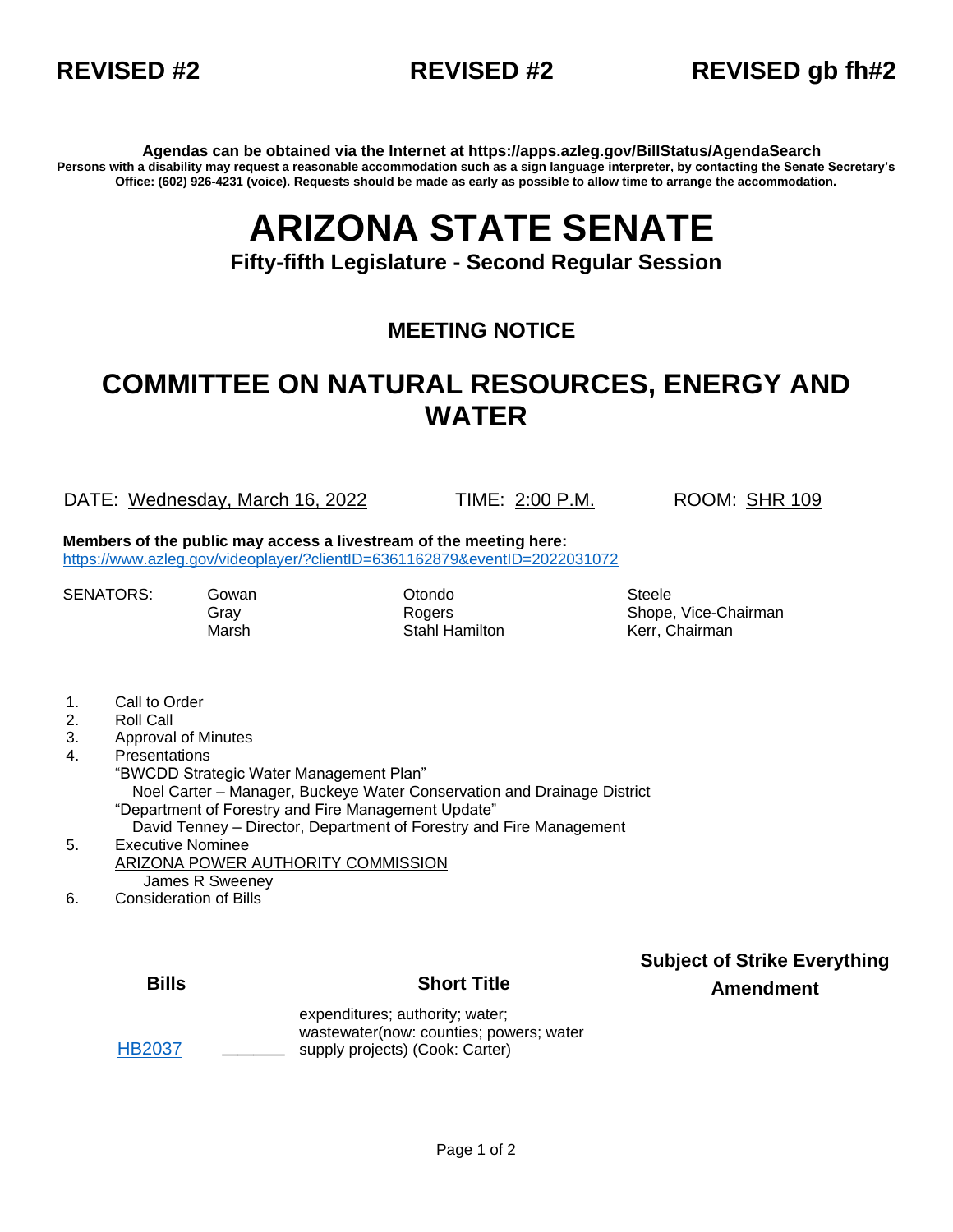**REVISED #2** **REVISED #2** **REVISED gb fh#2**

**Agendas can be obtained via the Internet at https://apps.azleg.gov/BillStatus/AgendaSearch**

**Persons with a disability may request a reasonable accommodation such as a sign language interpreter, by contacting the Senate Secretary's Office: (602) 926-4231 (voice). Requests should be made as early as possible to allow time to arrange the accommodation.**

# ARIZONA STATE SENATE

**Fifty-fifth Legislature - Second Regular Session**

## MEETING NOTICE

## COMMITTEE ON NATURAL RESOURCES, ENERGY AND WATER

DATE: Wednesday, March 16, 2022 TIME: 2:00 P.M. ROOM: SHR 109

**Members of the public may access a livestream of the meeting here:**
https://www.azleg.gov/videoplayer/?clientID=6361162879&eventID=2022031072

| SENATORS: | | | |
|---|---|---|---|
| | Gowan | Otondo | Steele |
| | Gray | Rogers | Shope, Vice-Chairman |
| | Marsh | Stahl Hamilton | Kerr, Chairman |

1. Call to Order
2. Roll Call
3. Approval of Minutes
4. Presentations
   "BWCDD Strategic Water Management Plan"
   Noel Carter – Manager, Buckeye Water Conservation and Drainage District
   "Department of Forestry and Fire Management Update"
   David Tenney – Director, Department of Forestry and Fire Management
5. Executive Nominee
   ARIZONA POWER AUTHORITY COMMISSION
   James R Sweeney
6. Consideration of Bills

| Bills | | Short Title | Subject of Strike Everything Amendment |
|---|---|---|---|
| HB2037 | _______ | expenditures; authority; water; wastewater(now: counties; powers; water supply projects) (Cook: Carter) | |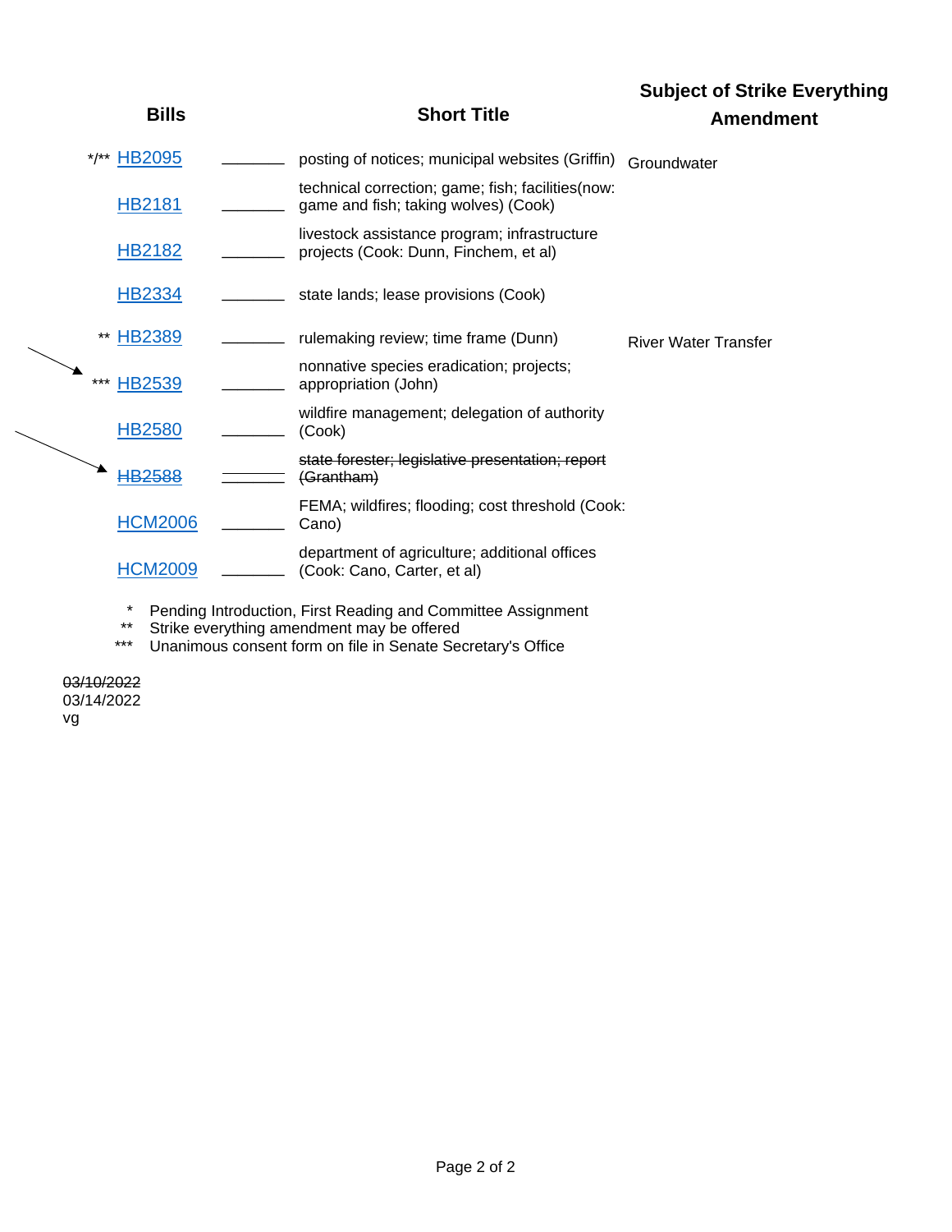| Bills | | Short Title | Subject of Strike Everything Amendment |
|---|---|---|---|
| */** HB2095 | ______ | posting of notices; municipal websites (Griffin) | Groundwater |
| HB2181 | ______ | technical correction; game; fish; facilities(now: game and fish; taking wolves) (Cook) | |
| HB2182 | ______ | livestock assistance program; infrastructure projects (Cook: Dunn, Finchem, et al) | |
| HB2334 | ______ | state lands; lease provisions (Cook) | |
| ** HB2389 | ______ | rulemaking review; time frame (Dunn) | River Water Transfer |
| *** HB2539 | ______ | nonnative species eradication; projects; appropriation (John) | |
| HB2580 | ______ | wildfire management; delegation of authority (Cook) | |
| ~~HB2588~~ | ______ | ~~state forester; legislative presentation; report (Grantham)~~ | |
| HCM2006 | ______ | FEMA; wildfires; flooding; cost threshold (Cook: Cano) | |
| HCM2009 | ______ | department of agriculture; additional offices (Cook: Cano, Carter, et al) | |

\* Pending Introduction, First Reading and Committee Assignment
** Strike everything amendment may be offered
*** Unanimous consent form on file in Senate Secretary's Office

~~03/10/2022~~
03/14/2022
vg